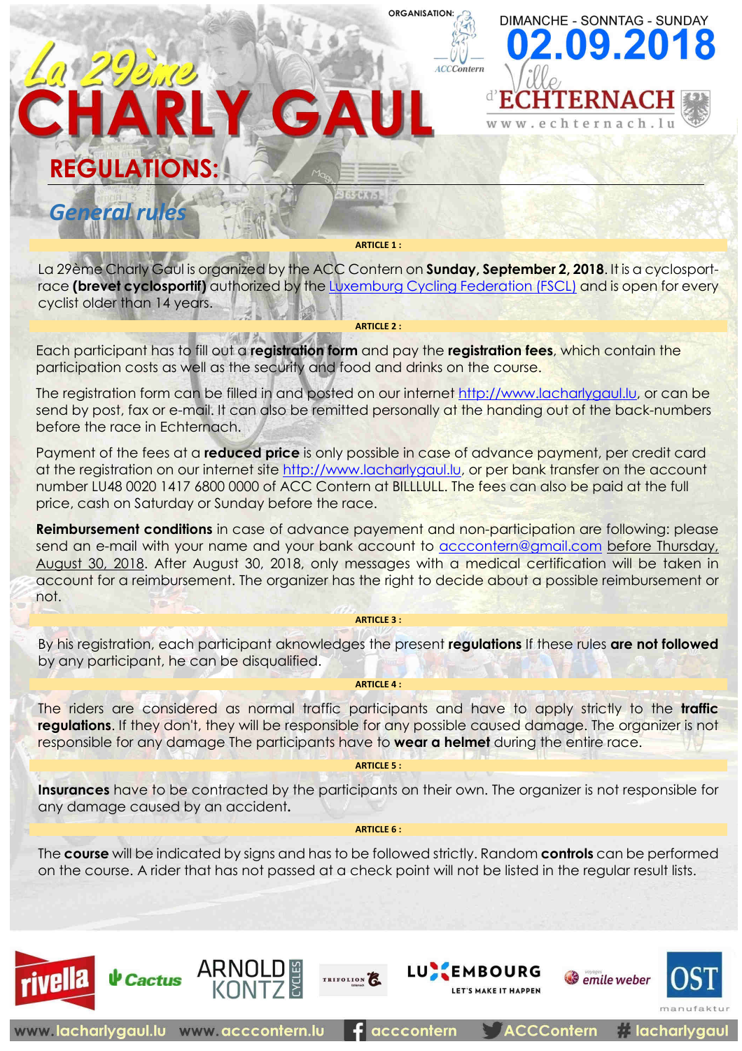ORGANISATION: ACCContern

DIMANCHE - SONNTAG - SUNDAY

**02.09.2018**

Ville d'ECHTERNACH

www.echternach.lu

# La 29ème CHARLY GAUL

## REGULATIONS:

### *General rules*

**ARTICLE 1 :**

La 29ème Charly Gaul is organized by the ACC Contern on **Sunday, September 2, 2018**. It is a cyclosport-race **(brevet cyclosportif)** authorized by the Luxemburg Cycling Federation (FSCL) and is open for every cyclist older than 14 years.

**ARTICLE 2 :**

Each participant has to fill out a **registration form** and pay the **registration fees**, which contain the participation costs as well as the security and food and drinks on the course.

The registration form can be filled in and posted on our internet http://www.lacharlygaul.lu, or can be send by post, fax or e-mail. It can also be remitted personally at the handing out of the back-numbers before the race in Echternach.

Payment of the fees at a **reduced price** is only possible in case of advance payment, per credit card at the registration on our internet site http://www.lacharlygaul.lu, or per bank transfer on the account number LU48 0020 1417 6800 0000 of ACC Contern at BILLLULL. The fees can also be paid at the full price, cash on Saturday or Sunday before the race.

**Reimbursement conditions** in case of advance payement and non-participation are following: please send an e-mail with your name and your bank account to acccontern@gmail.com before Thursday, August 30, 2018. After August 30, 2018, only messages with a medical certification will be taken in account for a reimbursement. The organizer has the right to decide about a possible reimbursement or not.

**ARTICLE 3 :**

By his registration, each participant aknowledges the present **regulations** If these rules **are not followed** by any participant, he can be disqualified.

**ARTICLE 4 :**

The riders are considered as normal traffic participants and have to apply strictly to the **traffic regulations**. If they don't, they will be responsible for any possible caused damage. The organizer is not responsible for any damage The participants have to **wear a helmet** during the entire race.

**ARTICLE 5 :**

**Insurances** have to be contracted by the participants on their own. The organizer is not responsible for any damage caused by an accident**.**

**ARTICLE 6 :**

The **course** will be indicated by signs and has to be followed strictly. Random **controls** can be performed on the course. A rider that has not passed at a check point will not be listed in the regular result lists.

rivella | Cactus | ARNOLD KONTZ CYCLES | TRIFOLION | LUXEMBOURG LET'S MAKE IT HAPPEN | emile weber | OST manufaktur

www.lacharlygaul.lu www.acccontern.lu acccontern ACCContern # lacharlygaul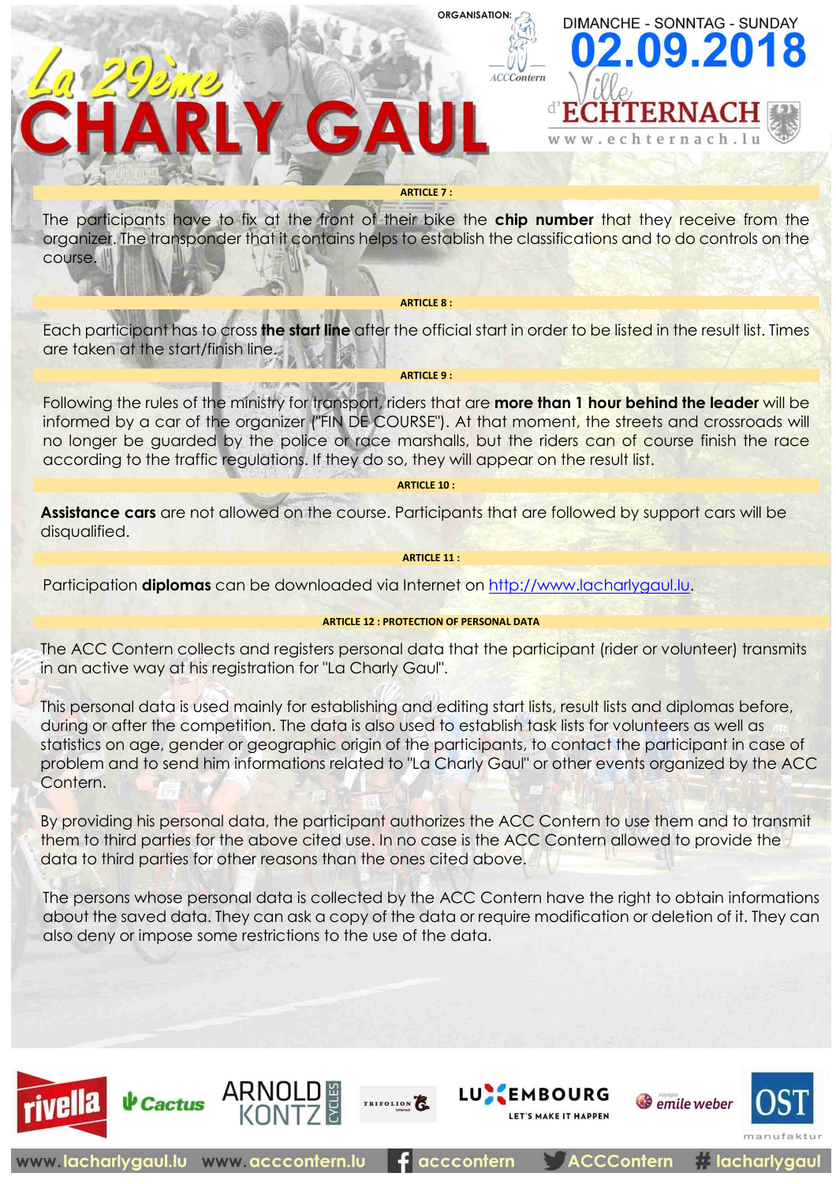#### ARTICLE 7 :

The participants have to fix at the front of their bike the **chip number** that they receive from the organizer. The transponder that it contains helps to establish the classifications and to do controls on the course.

#### ARTICLE 8 :

Each participant has to cross **the start line** after the official start in order to be listed in the result list. Times are taken at the start/finish line.

#### ARTICLE 9 :

Following the rules of the ministry for transport, riders that are **more than 1 hour behind the leader** will be informed by a car of the organizer ("FIN DE COURSE"). At that moment, the streets and crossroads will no longer be guarded by the police or race marshalls, but the riders can of course finish the race according to the traffic regulations. If they do so, they will appear on the result list.

#### ARTICLE 10 :

**Assistance cars** are not allowed on the course. Participants that are followed by support cars will be disqualified.

#### ARTICLE 11 :

Participation **diplomas** can be downloaded via Internet on http://www.lacharlygaul.lu.

#### ARTICLE 12 : PROTECTION OF PERSONAL DATA

The ACC Contern collects and registers personal data that the participant (rider or volunteer) transmits in an active way at his registration for "La Charly Gaul".

This personal data is used mainly for establishing and editing start lists, result lists and diplomas before, during or after the competition. The data is also used to establish task lists for volunteers as well as statistics on age, gender or geographic origin of the participants, to contact the participant in case of problem and to send him informations related to "La Charly Gaul" or other events organized by the ACC Contern.

By providing his personal data, the participant authorizes the ACC Contern to use them and to transmit them to third parties for the above cited use. In no case is the ACC Contern allowed to provide the data to third parties for other reasons than the ones cited above.

The persons whose personal data is collected by the ACC Contern have the right to obtain informations about the saved data. They can ask a copy of the data or require modification or deletion of it. They can also deny or impose some restrictions to the use of the data.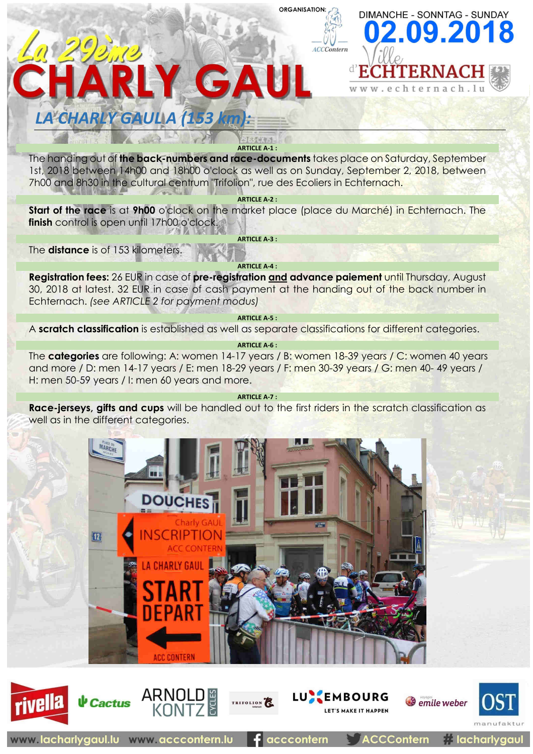# La 29ème CHARLY GAUL

ORGANISATION: ACCContern

DIMANCHE - SONNTAG - SUNDAY **02.09.2018**

Ville d'ECHTERNACH www.echternach.lu

## LA CHARLY GAUL A (153 km):

**ARTICLE A-1 :**

The handing out of **the back-numbers and race-documents** takes place on Saturday, September 1st, 2018 between 14h00 and 18h00 o'clock as well as on Sunday, September 2, 2018, between 7h00 and 8h30 in the cultural centrum "Trifolion", rue des Ecoliers in Echternach.

**ARTICLE A-2 :**

**Start of the race** is at **9h00** o'clock on the market place (place du Marché) in Echternach. The **finish** control is open until 17h00 o'clock.

**ARTICLE A-3 :**

The **distance** is of 153 kilometers.

**ARTICLE A-4 :**

**Registration fees:** 26 EUR in case of **pre-registration <u>and</u> advance paiement** until Thursday, August 30, 2018 at latest. 32 EUR in case of cash payment at the handing out of the back number in Echternach. *(see ARTICLE 2 for payment modus)*

**ARTICLE A-5 :**

A **scratch classification** is established as well as separate classifications for different categories.

**ARTICLE A-6 :**

The **categories** are following: A: women 14-17 years / B: women 18-39 years / C: women 40 years and more / D: men 14-17 years / E: men 18-29 years / F: men 30-39 years / G: men 40- 49 years / H: men 50-59 years / I: men 60 years and more.

**ARTICLE A-7 :**

**Race-jerseys, gifts and cups** will be handled out to the first riders in the scratch classification as well as in the different categories.

www.lacharlygaul.lu www.acccontern.lu acccontern ACCContern # lacharlygaul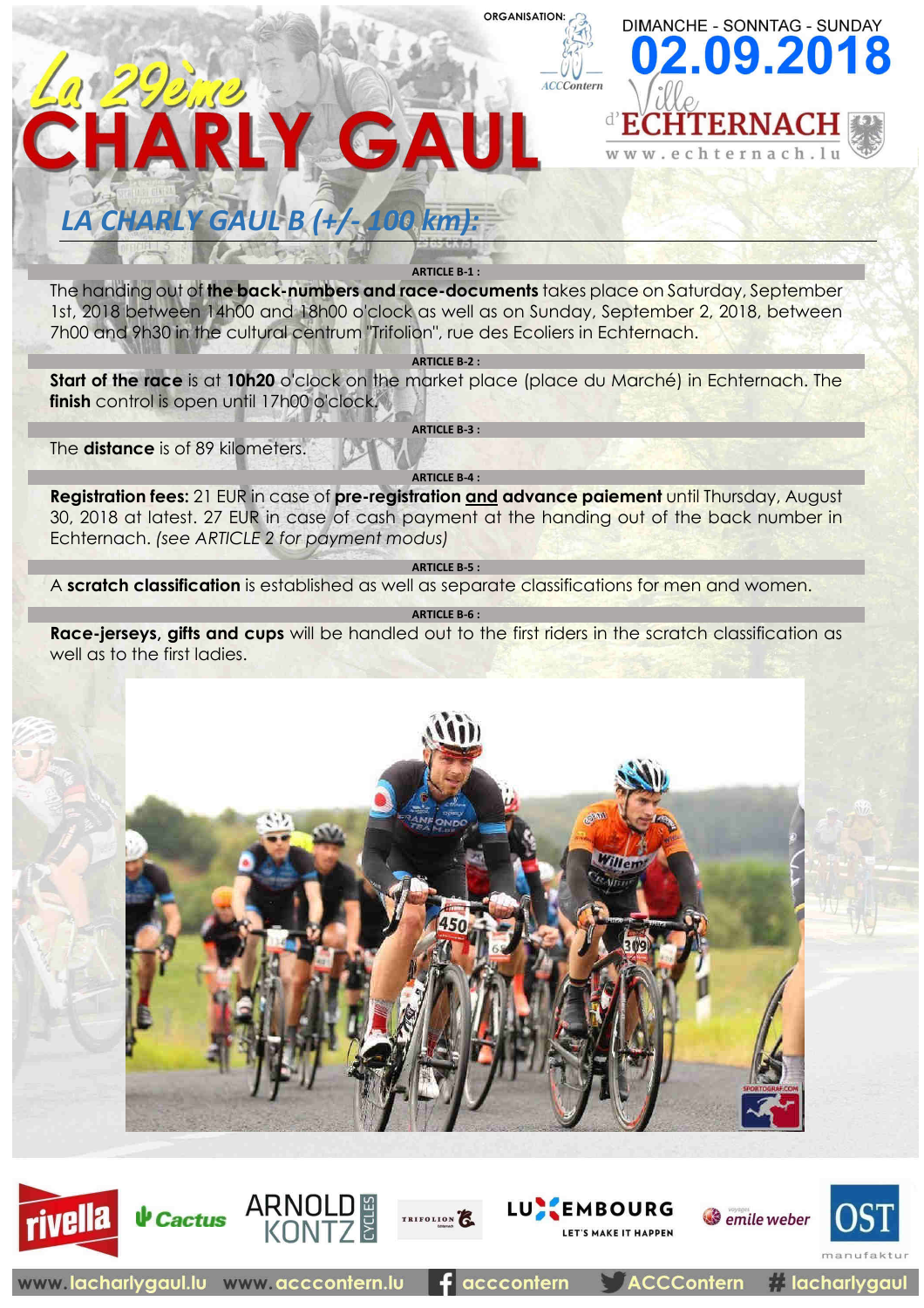# La 29ème CHARLY GAUL

ORGANISATION: ACCContern

DIMANCHE - SONNTAG - SUNDAY
**02.09.2018**

Ville d'ECHTERNACH
www.echternach.lu

## *LA CHARLY GAUL B (+/- 100 km):*

**ARTICLE B-1 :**

The handing out of **the back-numbers and race-documents** takes place on Saturday, September 1st, 2018 between 14h00 and 18h00 o'clock as well as on Sunday, September 2, 2018, between 7h00 and 9h30 in the cultural centrum "Trifolion", rue des Ecoliers in Echternach.

**ARTICLE B-2 :**

**Start of the race** is at **10h20** o'clock on the market place (place du Marché) in Echternach. The **finish** control is open until 17h00 o'clock.

**ARTICLE B-3 :**

The **distance** is of 89 kilometers.

**ARTICLE B-4 :**

**Registration fees:** 21 EUR in case of **pre-registration <u>and</u> advance paiement** until Thursday, August 30, 2018 at latest. 27 EUR in case of cash payment at the handing out of the back number in Echternach. *(see ARTICLE 2 for payment modus)*

**ARTICLE B-5 :**

A **scratch classification** is established as well as separate classifications for men and women.

**ARTICLE B-6 :**

**Race-jerseys, gifts and cups** will be handled out to the first riders in the scratch classification as well as to the first ladies.

rivella | Cactus | ARNOLD KONTZ CYCLES | TRIFOLION | LUXEMBOURG LET'S MAKE IT HAPPEN | emile weber | OST manufaktur

www.lacharlygaul.lu www.acccontern.lu acccontern ACCContern # lacharlygaul